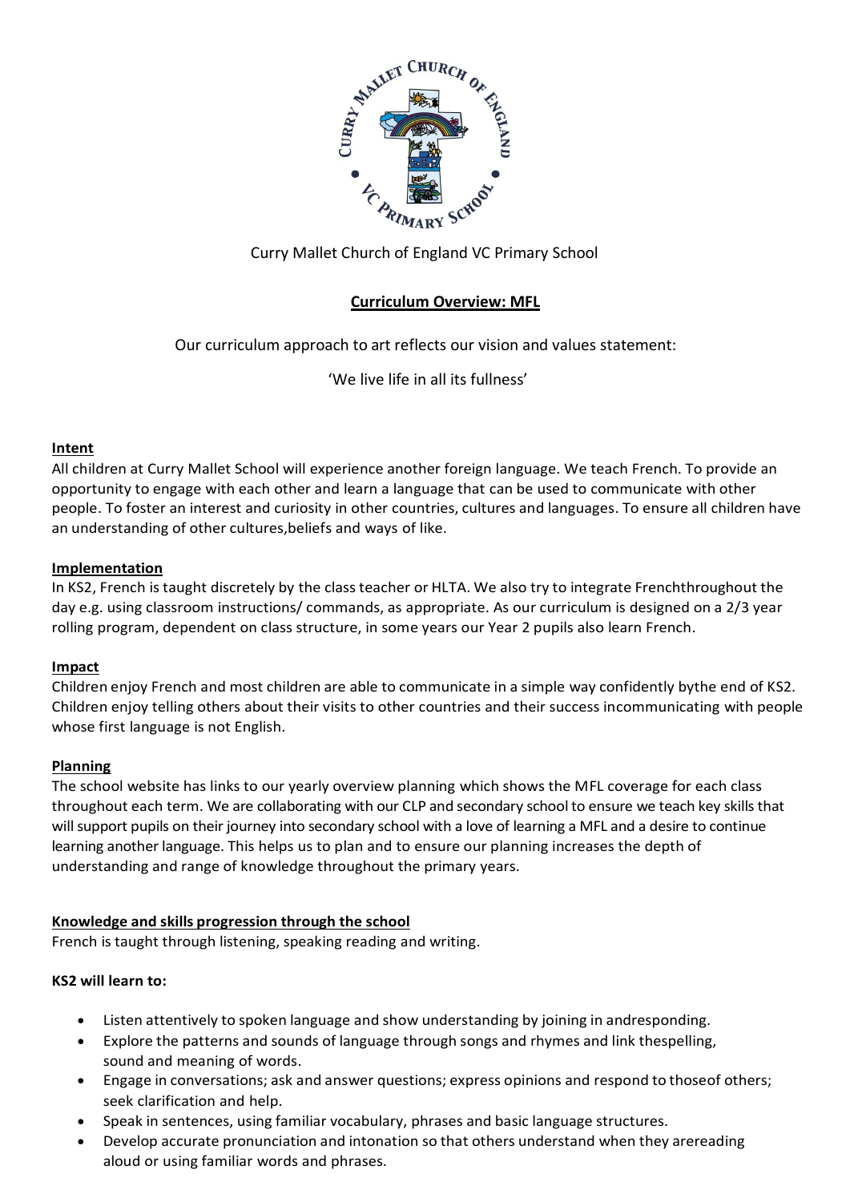Curry Mallet Church of England VC Primary School

**Curriculum Overview: MFL**

Our curriculum approach to art reflects our vision and values statement:

'We live life in all its fullness'

**Intent**

All children at Curry Mallet School will experience another foreign language. We teach French. To provide an opportunity to engage with each other and learn a language that can be used to communicate with other people. To foster an interest and curiosity in other countries, cultures and languages. To ensure all children have an understanding of other cultures,beliefs and ways of like.

**Implementation**

In KS2, French is taught discretely by the class teacher or HLTA. We also try to integrate Frenchthroughout the day e.g. using classroom instructions/ commands, as appropriate. As our curriculum is designed on a 2/3 year rolling program, dependent on class structure, in some years our Year 2 pupils also learn French.

**Impact**

Children enjoy French and most children are able to communicate in a simple way confidently bythe end of KS2. Children enjoy telling others about their visits to other countries and their success incommunicating with people whose first language is not English.

**Planning**

The school website has links to our yearly overview planning which shows the MFL coverage for each class throughout each term. We are collaborating with our CLP and secondary school to ensure we teach key skills that will support pupils on their journey into secondary school with a love of learning a MFL and a desire to continue learning another language. This helps us to plan and to ensure our planning increases the depth of understanding and range of knowledge throughout the primary years.

**Knowledge and skills progression through the school**

French is taught through listening, speaking reading and writing.

**KS2 will learn to:**

- Listen attentively to spoken language and show understanding by joining in andresponding.
- Explore the patterns and sounds of language through songs and rhymes and link thespelling, sound and meaning of words.
- Engage in conversations; ask and answer questions; express opinions and respond to thoseof others; seek clarification and help.
- Speak in sentences, using familiar vocabulary, phrases and basic language structures.
- Develop accurate pronunciation and intonation so that others understand when they arereading aloud or using familiar words and phrases.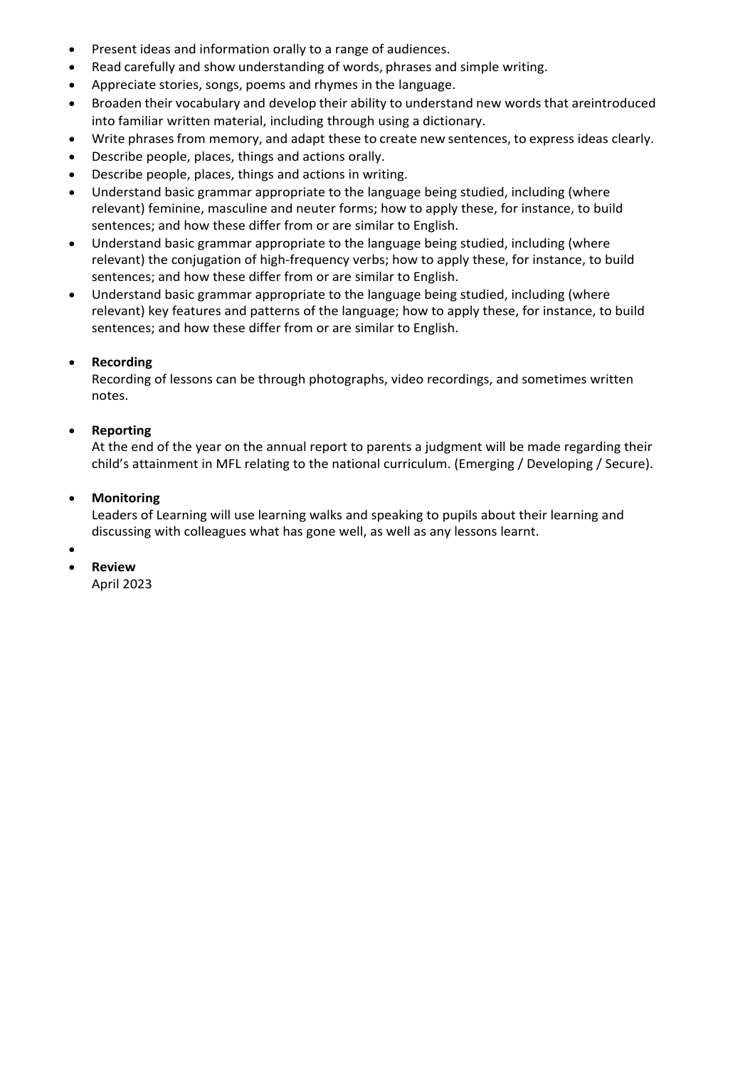- Present ideas and information orally to a range of audiences.
- Read carefully and show understanding of words, phrases and simple writing.
- Appreciate stories, songs, poems and rhymes in the language.
- Broaden their vocabulary and develop their ability to understand new words that areintroduced into familiar written material, including through using a dictionary.
- Write phrases from memory, and adapt these to create new sentences, to express ideas clearly.
- Describe people, places, things and actions orally.
- Describe people, places, things and actions in writing.
- Understand basic grammar appropriate to the language being studied, including (where relevant) feminine, masculine and neuter forms; how to apply these, for instance, to build sentences; and how these differ from or are similar to English.
- Understand basic grammar appropriate to the language being studied, including (where relevant) the conjugation of high-frequency verbs; how to apply these, for instance, to build sentences; and how these differ from or are similar to English.
- Understand basic grammar appropriate to the language being studied, including (where relevant) key features and patterns of the language; how to apply these, for instance, to build sentences; and how these differ from or are similar to English.

- **Recording**
  Recording of lessons can be through photographs, video recordings, and sometimes written notes.

- **Reporting**
  At the end of the year on the annual report to parents a judgment will be made regarding their child's attainment in MFL relating to the national curriculum. (Emerging / Developing / Secure).

- **Monitoring**
  Leaders of Learning will use learning walks and speaking to pupils about their learning and discussing with colleagues what has gone well, as well as any lessons learnt.

- **Review**
  April 2023